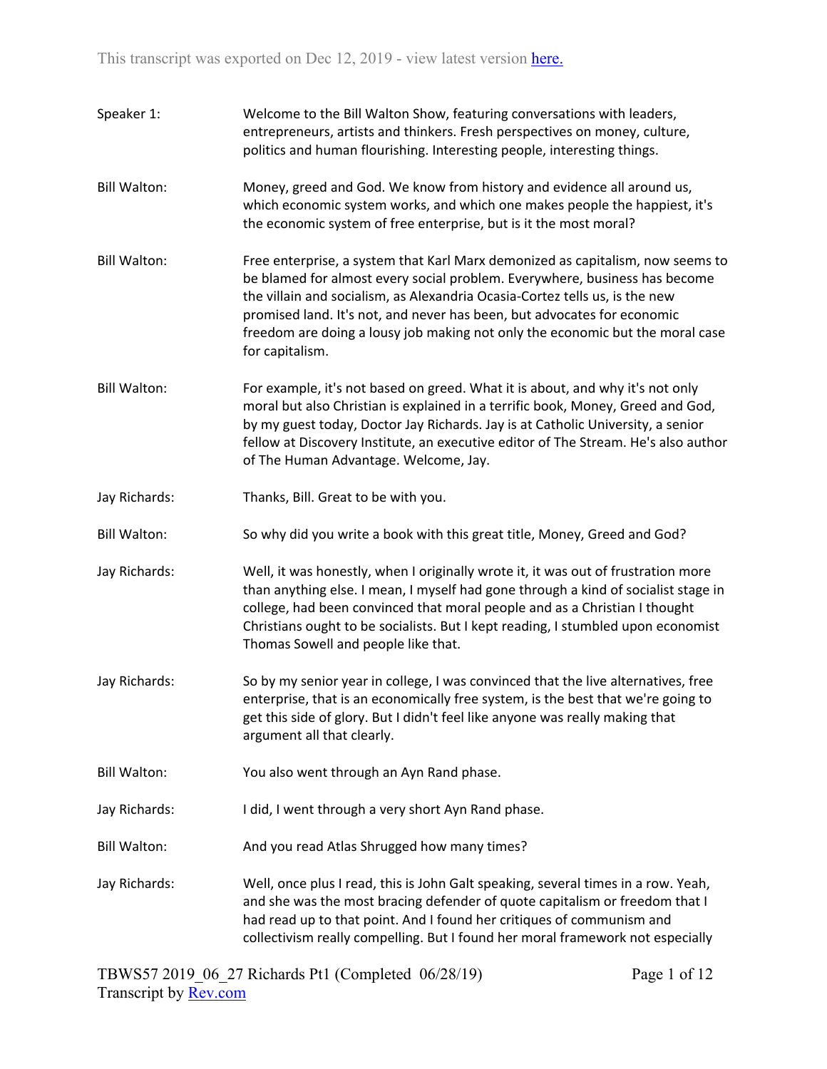This transcript was exported on Dec 12, 2019 - view latest version [here.](#)

**Speaker 1:** Welcome to the Bill Walton Show, featuring conversations with leaders, entrepreneurs, artists and thinkers. Fresh perspectives on money, culture, politics and human flourishing. Interesting people, interesting things.

**Bill Walton:** Money, greed and God. We know from history and evidence all around us, which economic system works, and which one makes people the happiest, it's the economic system of free enterprise, but is it the most moral?

**Bill Walton:** Free enterprise, a system that Karl Marx demonized as capitalism, now seems to be blamed for almost every social problem. Everywhere, business has become the villain and socialism, as Alexandria Ocasia-Cortez tells us, is the new promised land. It's not, and never has been, but advocates for economic freedom are doing a lousy job making not only the economic but the moral case for capitalism.

**Bill Walton:** For example, it's not based on greed. What it is about, and why it's not only moral but also Christian is explained in a terrific book, Money, Greed and God, by my guest today, Doctor Jay Richards. Jay is at Catholic University, a senior fellow at Discovery Institute, an executive editor of The Stream. He's also author of The Human Advantage. Welcome, Jay.

**Jay Richards:** Thanks, Bill. Great to be with you.

**Bill Walton:** So why did you write a book with this great title, Money, Greed and God?

**Jay Richards:** Well, it was honestly, when I originally wrote it, it was out of frustration more than anything else. I mean, I myself had gone through a kind of socialist stage in college, had been convinced that moral people and as a Christian I thought Christians ought to be socialists. But I kept reading, I stumbled upon economist Thomas Sowell and people like that.

**Jay Richards:** So by my senior year in college, I was convinced that the live alternatives, free enterprise, that is an economically free system, is the best that we're going to get this side of glory. But I didn't feel like anyone was really making that argument all that clearly.

**Bill Walton:** You also went through an Ayn Rand phase.

**Jay Richards:** I did, I went through a very short Ayn Rand phase.

**Bill Walton:** And you read Atlas Shrugged how many times?

**Jay Richards:** Well, once plus I read, this is John Galt speaking, several times in a row. Yeah, and she was the most bracing defender of quote capitalism or freedom that I had read up to that point. And I found her critiques of communism and collectivism really compelling. But I found her moral framework not especially

TBWS57 2019_06_27 Richards Pt1 (Completed 06/28/19)
Transcript by [Rev.com](#)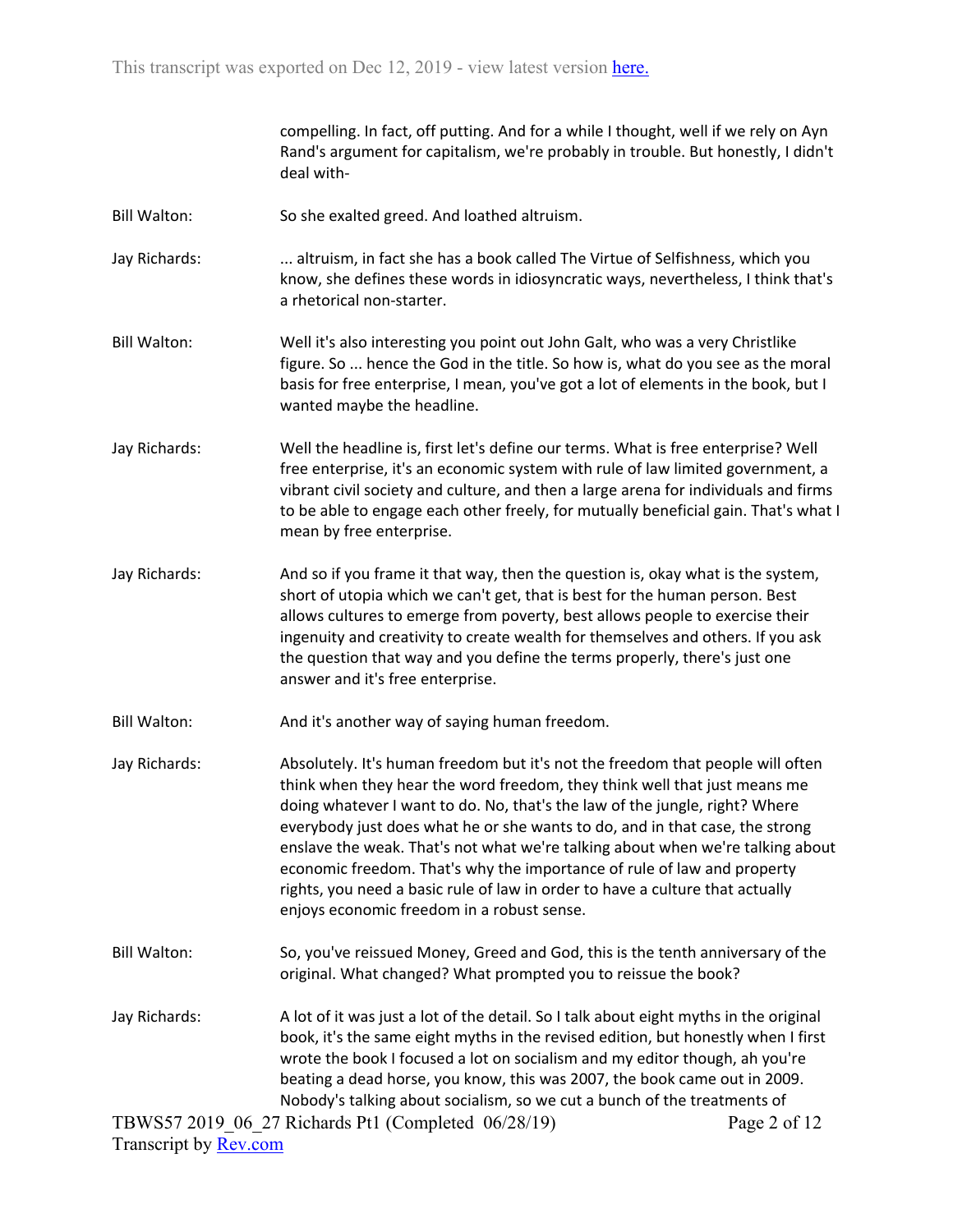compelling. In fact, off putting. And for a while I thought, well if we rely on Ayn Rand's argument for capitalism, we're probably in trouble. But honestly, I didn't deal with-

Bill Walton: So she exalted greed. And loathed altruism.

Jay Richards: ... altruism, in fact she has a book called The Virtue of Selfishness, which you know, she defines these words in idiosyncratic ways, nevertheless, I think that's a rhetorical non-starter.

Bill Walton: Well it's also interesting you point out John Galt, who was a very Christlike figure. So ... hence the God in the title. So how is, what do you see as the moral basis for free enterprise, I mean, you've got a lot of elements in the book, but I wanted maybe the headline.

Jay Richards: Well the headline is, first let's define our terms. What is free enterprise? Well free enterprise, it's an economic system with rule of law limited government, a vibrant civil society and culture, and then a large arena for individuals and firms to be able to engage each other freely, for mutually beneficial gain. That's what I mean by free enterprise.

Jay Richards: And so if you frame it that way, then the question is, okay what is the system, short of utopia which we can't get, that is best for the human person. Best allows cultures to emerge from poverty, best allows people to exercise their ingenuity and creativity to create wealth for themselves and others. If you ask the question that way and you define the terms properly, there's just one answer and it's free enterprise.

Bill Walton: And it's another way of saying human freedom.

Jay Richards: Absolutely. It's human freedom but it's not the freedom that people will often think when they hear the word freedom, they think well that just means me doing whatever I want to do. No, that's the law of the jungle, right? Where everybody just does what he or she wants to do, and in that case, the strong enslave the weak. That's not what we're talking about when we're talking about economic freedom. That's why the importance of rule of law and property rights, you need a basic rule of law in order to have a culture that actually enjoys economic freedom in a robust sense.

Bill Walton: So, you've reissued Money, Greed and God, this is the tenth anniversary of the original. What changed? What prompted you to reissue the book?

Jay Richards: A lot of it was just a lot of the detail. So I talk about eight myths in the original book, it's the same eight myths in the revised edition, but honestly when I first wrote the book I focused a lot on socialism and my editor though, ah you're beating a dead horse, you know, this was 2007, the book came out in 2009. Nobody's talking about socialism, so we cut a bunch of the treatments of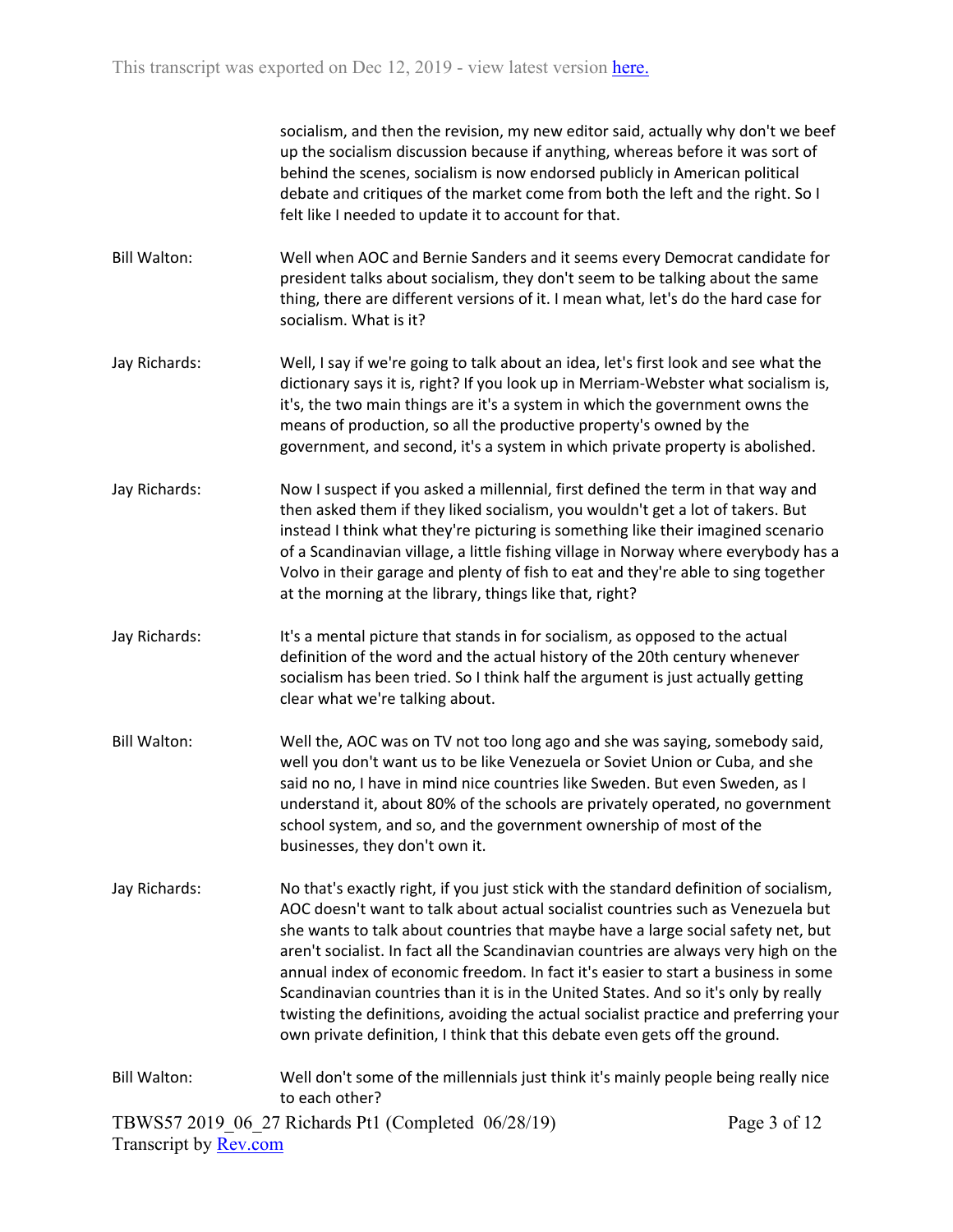socialism, and then the revision, my new editor said, actually why don't we beef up the socialism discussion because if anything, whereas before it was sort of behind the scenes, socialism is now endorsed publicly in American political debate and critiques of the market come from both the left and the right. So I felt like I needed to update it to account for that.

**Bill Walton:** Well when AOC and Bernie Sanders and it seems every Democrat candidate for president talks about socialism, they don't seem to be talking about the same thing, there are different versions of it. I mean what, let's do the hard case for socialism. What is it?

**Jay Richards:** Well, I say if we're going to talk about an idea, let's first look and see what the dictionary says it is, right? If you look up in Merriam-Webster what socialism is, it's, the two main things are it's a system in which the government owns the means of production, so all the productive property's owned by the government, and second, it's a system in which private property is abolished.

**Jay Richards:** Now I suspect if you asked a millennial, first defined the term in that way and then asked them if they liked socialism, you wouldn't get a lot of takers. But instead I think what they're picturing is something like their imagined scenario of a Scandinavian village, a little fishing village in Norway where everybody has a Volvo in their garage and plenty of fish to eat and they're able to sing together at the morning at the library, things like that, right?

**Jay Richards:** It's a mental picture that stands in for socialism, as opposed to the actual definition of the word and the actual history of the 20th century whenever socialism has been tried. So I think half the argument is just actually getting clear what we're talking about.

**Bill Walton:** Well the, AOC was on TV not too long ago and she was saying, somebody said, well you don't want us to be like Venezuela or Soviet Union or Cuba, and she said no no, I have in mind nice countries like Sweden. But even Sweden, as I understand it, about 80% of the schools are privately operated, no government school system, and so, and the government ownership of most of the businesses, they don't own it.

**Jay Richards:** No that's exactly right, if you just stick with the standard definition of socialism, AOC doesn't want to talk about actual socialist countries such as Venezuela but she wants to talk about countries that maybe have a large social safety net, but aren't socialist. In fact all the Scandinavian countries are always very high on the annual index of economic freedom. In fact it's easier to start a business in some Scandinavian countries than it is in the United States. And so it's only by really twisting the definitions, avoiding the actual socialist practice and preferring your own private definition, I think that this debate even gets off the ground.

**Bill Walton:** Well don't some of the millennials just think it's mainly people being really nice to each other?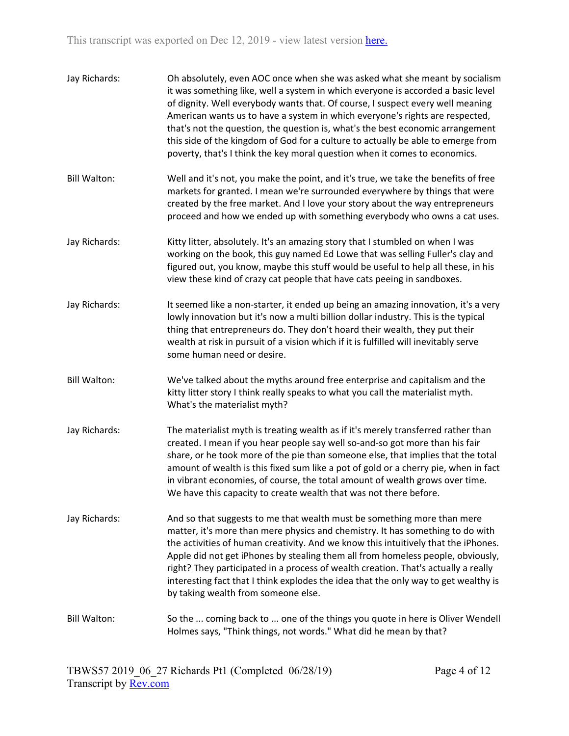Jay Richards: Oh absolutely, even AOC once when she was asked what she meant by socialism it was something like, well a system in which everyone is accorded a basic level of dignity. Well everybody wants that. Of course, I suspect every well meaning American wants us to have a system in which everyone's rights are respected, that's not the question, the question is, what's the best economic arrangement this side of the kingdom of God for a culture to actually be able to emerge from poverty, that's I think the key moral question when it comes to economics.

Bill Walton: Well and it's not, you make the point, and it's true, we take the benefits of free markets for granted. I mean we're surrounded everywhere by things that were created by the free market. And I love your story about the way entrepreneurs proceed and how we ended up with something everybody who owns a cat uses.

Jay Richards: Kitty litter, absolutely. It's an amazing story that I stumbled on when I was working on the book, this guy named Ed Lowe that was selling Fuller's clay and figured out, you know, maybe this stuff would be useful to help all these, in his view these kind of crazy cat people that have cats peeing in sandboxes.

Jay Richards: It seemed like a non-starter, it ended up being an amazing innovation, it's a very lowly innovation but it's now a multi billion dollar industry. This is the typical thing that entrepreneurs do. They don't hoard their wealth, they put their wealth at risk in pursuit of a vision which if it is fulfilled will inevitably serve some human need or desire.

Bill Walton: We've talked about the myths around free enterprise and capitalism and the kitty litter story I think really speaks to what you call the materialist myth. What's the materialist myth?

Jay Richards: The materialist myth is treating wealth as if it's merely transferred rather than created. I mean if you hear people say well so-and-so got more than his fair share, or he took more of the pie than someone else, that implies that the total amount of wealth is this fixed sum like a pot of gold or a cherry pie, when in fact in vibrant economies, of course, the total amount of wealth grows over time. We have this capacity to create wealth that was not there before.

Jay Richards: And so that suggests to me that wealth must be something more than mere matter, it's more than mere physics and chemistry. It has something to do with the activities of human creativity. And we know this intuitively that the iPhones. Apple did not get iPhones by stealing them all from homeless people, obviously, right? They participated in a process of wealth creation. That's actually a really interesting fact that I think explodes the idea that the only way to get wealthy is by taking wealth from someone else.

Bill Walton: So the ... coming back to ... one of the things you quote in here is Oliver Wendell Holmes says, "Think things, not words." What did he mean by that?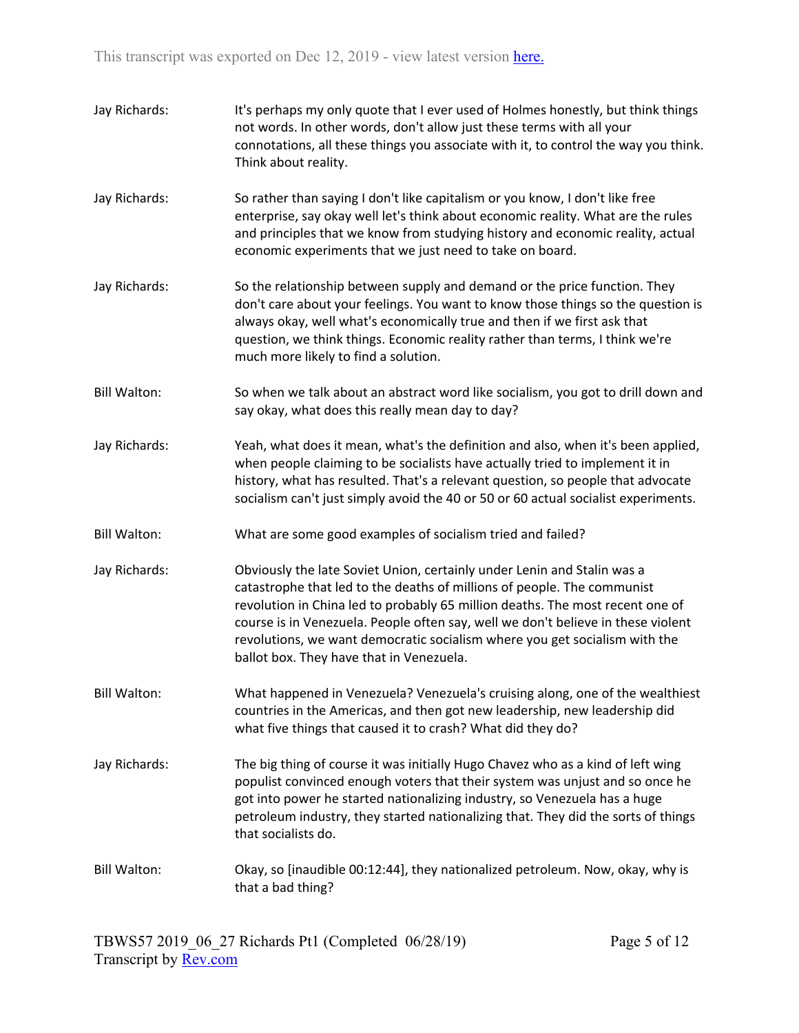Jay Richards: It's perhaps my only quote that I ever used of Holmes honestly, but think things not words. In other words, don't allow just these terms with all your connotations, all these things you associate with it, to control the way you think. Think about reality.

Jay Richards: So rather than saying I don't like capitalism or you know, I don't like free enterprise, say okay well let's think about economic reality. What are the rules and principles that we know from studying history and economic reality, actual economic experiments that we just need to take on board.

Jay Richards: So the relationship between supply and demand or the price function. They don't care about your feelings. You want to know those things so the question is always okay, well what's economically true and then if we first ask that question, we think things. Economic reality rather than terms, I think we're much more likely to find a solution.

Bill Walton: So when we talk about an abstract word like socialism, you got to drill down and say okay, what does this really mean day to day?

Jay Richards: Yeah, what does it mean, what's the definition and also, when it's been applied, when people claiming to be socialists have actually tried to implement it in history, what has resulted. That's a relevant question, so people that advocate socialism can't just simply avoid the 40 or 50 or 60 actual socialist experiments.

Bill Walton: What are some good examples of socialism tried and failed?

Jay Richards: Obviously the late Soviet Union, certainly under Lenin and Stalin was a catastrophe that led to the deaths of millions of people. The communist revolution in China led to probably 65 million deaths. The most recent one of course is in Venezuela. People often say, well we don't believe in these violent revolutions, we want democratic socialism where you get socialism with the ballot box. They have that in Venezuela.

Bill Walton: What happened in Venezuela? Venezuela's cruising along, one of the wealthiest countries in the Americas, and then got new leadership, new leadership did what five things that caused it to crash? What did they do?

Jay Richards: The big thing of course it was initially Hugo Chavez who as a kind of left wing populist convinced enough voters that their system was unjust and so once he got into power he started nationalizing industry, so Venezuela has a huge petroleum industry, they started nationalizing that. They did the sorts of things that socialists do.

Bill Walton: Okay, so [inaudible 00:12:44], they nationalized petroleum. Now, okay, why is that a bad thing?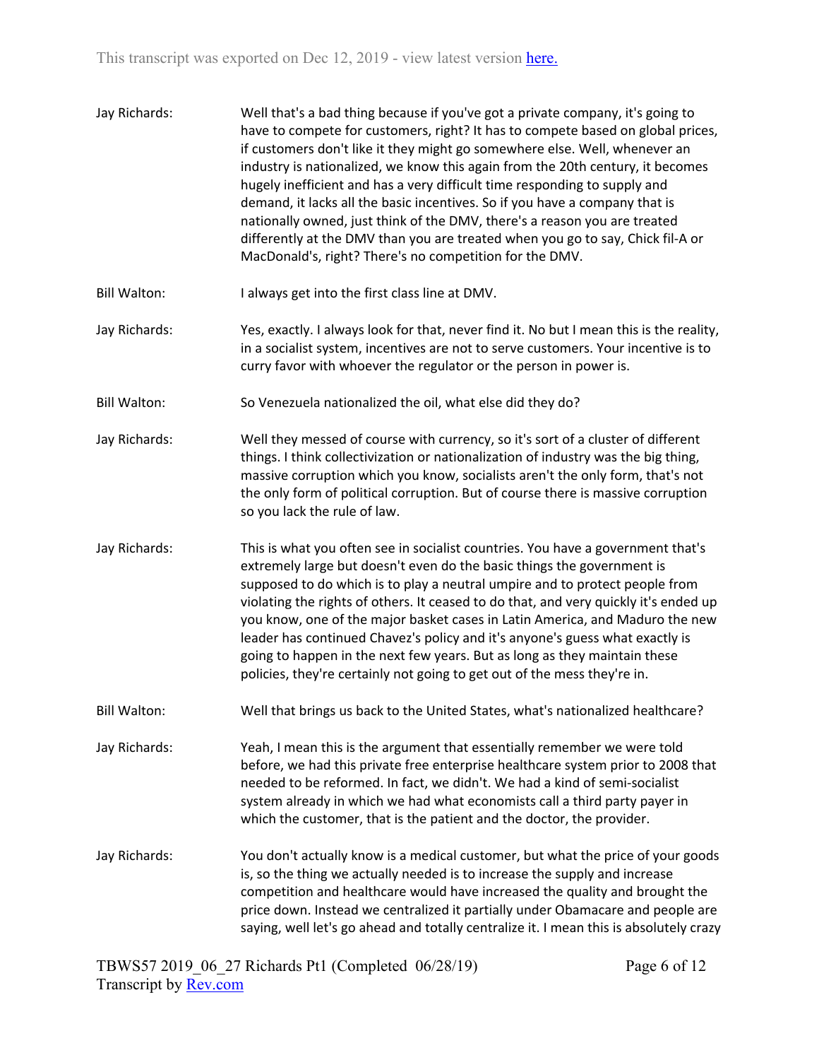Jay Richards: Well that's a bad thing because if you've got a private company, it's going to have to compete for customers, right? It has to compete based on global prices, if customers don't like it they might go somewhere else. Well, whenever an industry is nationalized, we know this again from the 20th century, it becomes hugely inefficient and has a very difficult time responding to supply and demand, it lacks all the basic incentives. So if you have a company that is nationally owned, just think of the DMV, there's a reason you are treated differently at the DMV than you are treated when you go to say, Chick fil-A or MacDonald's, right? There's no competition for the DMV.

Bill Walton: I always get into the first class line at DMV.

Jay Richards: Yes, exactly. I always look for that, never find it. No but I mean this is the reality, in a socialist system, incentives are not to serve customers. Your incentive is to curry favor with whoever the regulator or the person in power is.

Bill Walton: So Venezuela nationalized the oil, what else did they do?

Jay Richards: Well they messed of course with currency, so it's sort of a cluster of different things. I think collectivization or nationalization of industry was the big thing, massive corruption which you know, socialists aren't the only form, that's not the only form of political corruption. But of course there is massive corruption so you lack the rule of law.

Jay Richards: This is what you often see in socialist countries. You have a government that's extremely large but doesn't even do the basic things the government is supposed to do which is to play a neutral umpire and to protect people from violating the rights of others. It ceased to do that, and very quickly it's ended up you know, one of the major basket cases in Latin America, and Maduro the new leader has continued Chavez's policy and it's anyone's guess what exactly is going to happen in the next few years. But as long as they maintain these policies, they're certainly not going to get out of the mess they're in.

Bill Walton: Well that brings us back to the United States, what's nationalized healthcare?

Jay Richards: Yeah, I mean this is the argument that essentially remember we were told before, we had this private free enterprise healthcare system prior to 2008 that needed to be reformed. In fact, we didn't. We had a kind of semi-socialist system already in which we had what economists call a third party payer in which the customer, that is the patient and the doctor, the provider.

Jay Richards: You don't actually know is a medical customer, but what the price of your goods is, so the thing we actually needed is to increase the supply and increase competition and healthcare would have increased the quality and brought the price down. Instead we centralized it partially under Obamacare and people are saying, well let's go ahead and totally centralize it. I mean this is absolutely crazy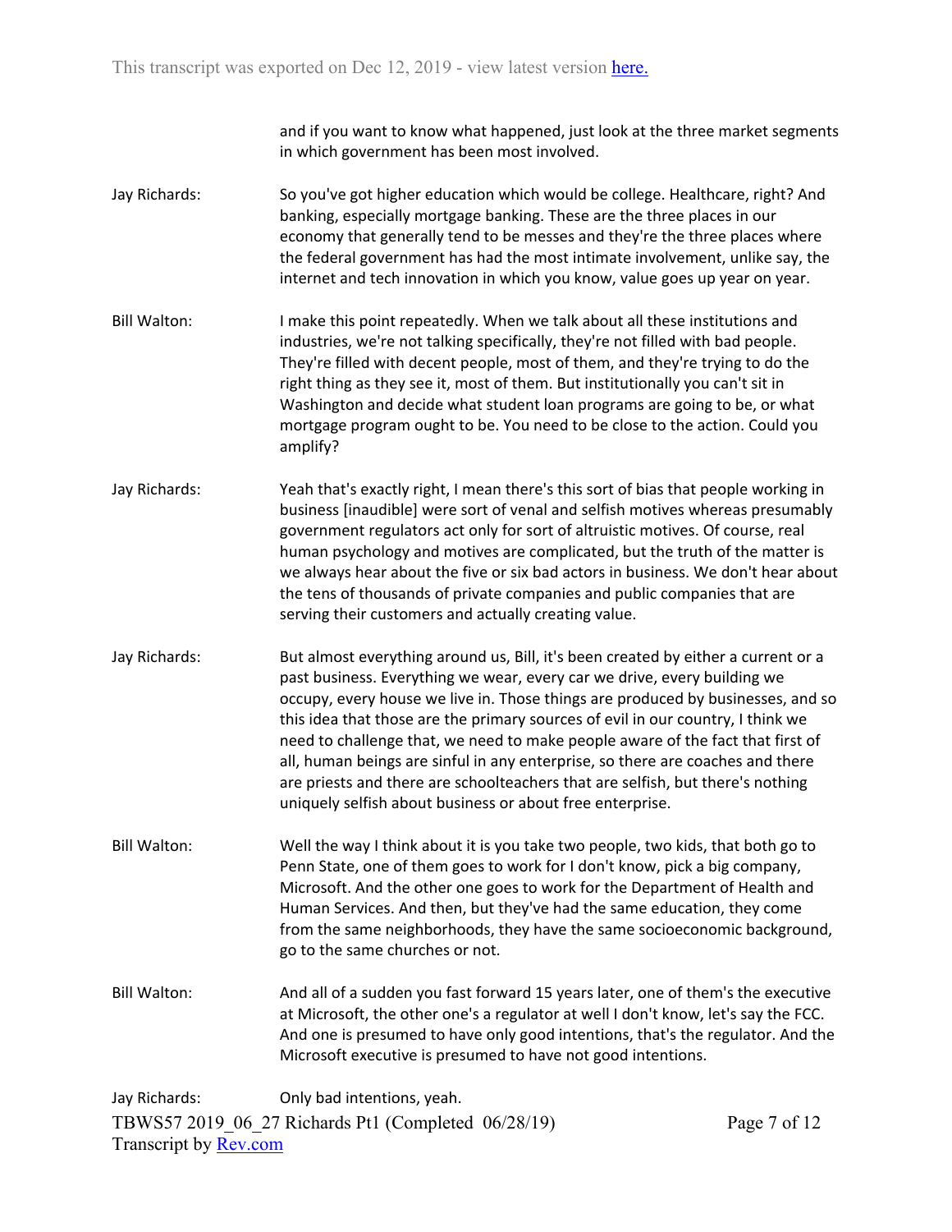and if you want to know what happened, just look at the three market segments in which government has been most involved.

**Jay Richards:** So you've got higher education which would be college. Healthcare, right? And banking, especially mortgage banking. These are the three places in our economy that generally tend to be messes and they're the three places where the federal government has had the most intimate involvement, unlike say, the internet and tech innovation in which you know, value goes up year on year.

**Bill Walton:** I make this point repeatedly. When we talk about all these institutions and industries, we're not talking specifically, they're not filled with bad people. They're filled with decent people, most of them, and they're trying to do the right thing as they see it, most of them. But institutionally you can't sit in Washington and decide what student loan programs are going to be, or what mortgage program ought to be. You need to be close to the action. Could you amplify?

**Jay Richards:** Yeah that's exactly right, I mean there's this sort of bias that people working in business [inaudible] were sort of venal and selfish motives whereas presumably government regulators act only for sort of altruistic motives. Of course, real human psychology and motives are complicated, but the truth of the matter is we always hear about the five or six bad actors in business. We don't hear about the tens of thousands of private companies and public companies that are serving their customers and actually creating value.

**Jay Richards:** But almost everything around us, Bill, it's been created by either a current or a past business. Everything we wear, every car we drive, every building we occupy, every house we live in. Those things are produced by businesses, and so this idea that those are the primary sources of evil in our country, I think we need to challenge that, we need to make people aware of the fact that first of all, human beings are sinful in any enterprise, so there are coaches and there are priests and there are schoolteachers that are selfish, but there's nothing uniquely selfish about business or about free enterprise.

**Bill Walton:** Well the way I think about it is you take two people, two kids, that both go to Penn State, one of them goes to work for I don't know, pick a big company, Microsoft. And the other one goes to work for the Department of Health and Human Services. And then, but they've had the same education, they come from the same neighborhoods, they have the same socioeconomic background, go to the same churches or not.

**Bill Walton:** And all of a sudden you fast forward 15 years later, one of them's the executive at Microsoft, the other one's a regulator at well I don't know, let's say the FCC. And one is presumed to have only good intentions, that's the regulator. And the Microsoft executive is presumed to have not good intentions.

**Jay Richards:** Only bad intentions, yeah.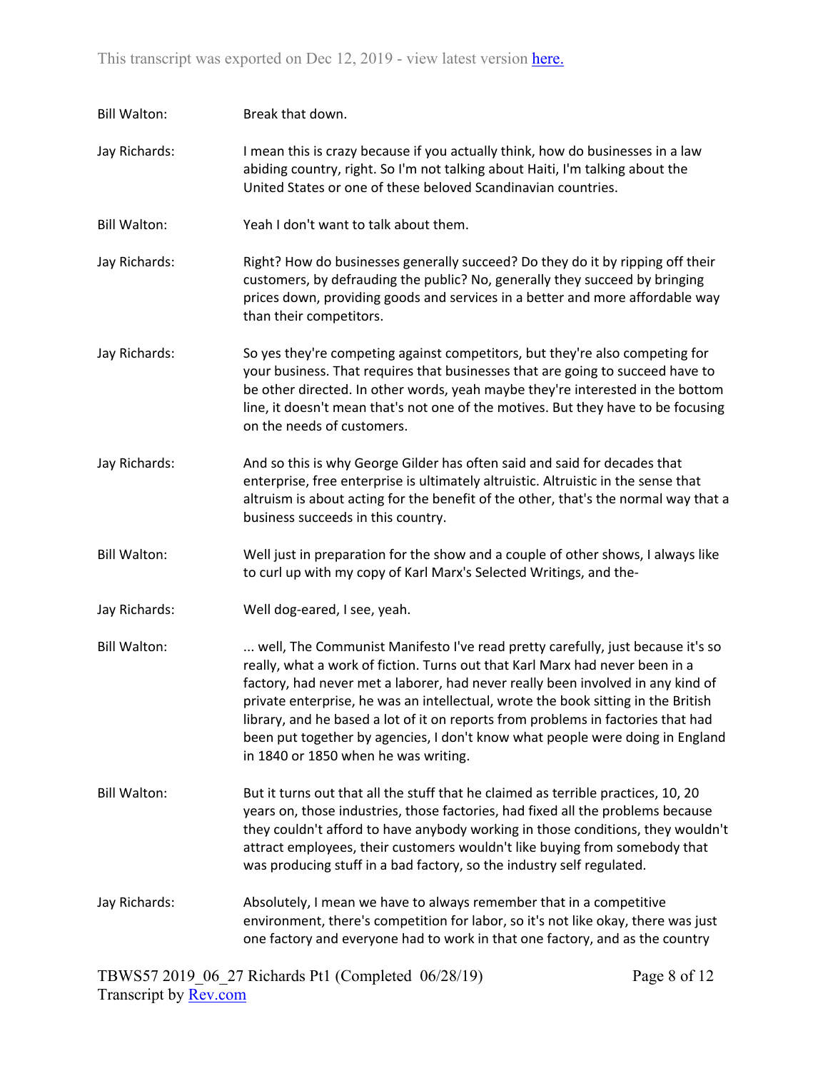**Bill Walton:** Break that down.

**Jay Richards:** I mean this is crazy because if you actually think, how do businesses in a law abiding country, right. So I'm not talking about Haiti, I'm talking about the United States or one of these beloved Scandinavian countries.

**Bill Walton:** Yeah I don't want to talk about them.

**Jay Richards:** Right? How do businesses generally succeed? Do they do it by ripping off their customers, by defrauding the public? No, generally they succeed by bringing prices down, providing goods and services in a better and more affordable way than their competitors.

**Jay Richards:** So yes they're competing against competitors, but they're also competing for your business. That requires that businesses that are going to succeed have to be other directed. In other words, yeah maybe they're interested in the bottom line, it doesn't mean that's not one of the motives. But they have to be focusing on the needs of customers.

**Jay Richards:** And so this is why George Gilder has often said and said for decades that enterprise, free enterprise is ultimately altruistic. Altruistic in the sense that altruism is about acting for the benefit of the other, that's the normal way that a business succeeds in this country.

**Bill Walton:** Well just in preparation for the show and a couple of other shows, I always like to curl up with my copy of Karl Marx's Selected Writings, and the-

**Jay Richards:** Well dog-eared, I see, yeah.

**Bill Walton:** ... well, The Communist Manifesto I've read pretty carefully, just because it's so really, what a work of fiction. Turns out that Karl Marx had never been in a factory, had never met a laborer, had never really been involved in any kind of private enterprise, he was an intellectual, wrote the book sitting in the British library, and he based a lot of it on reports from problems in factories that had been put together by agencies, I don't know what people were doing in England in 1840 or 1850 when he was writing.

**Bill Walton:** But it turns out that all the stuff that he claimed as terrible practices, 10, 20 years on, those industries, those factories, had fixed all the problems because they couldn't afford to have anybody working in those conditions, they wouldn't attract employees, their customers wouldn't like buying from somebody that was producing stuff in a bad factory, so the industry self regulated.

**Jay Richards:** Absolutely, I mean we have to always remember that in a competitive environment, there's competition for labor, so it's not like okay, there was just one factory and everyone had to work in that one factory, and as the country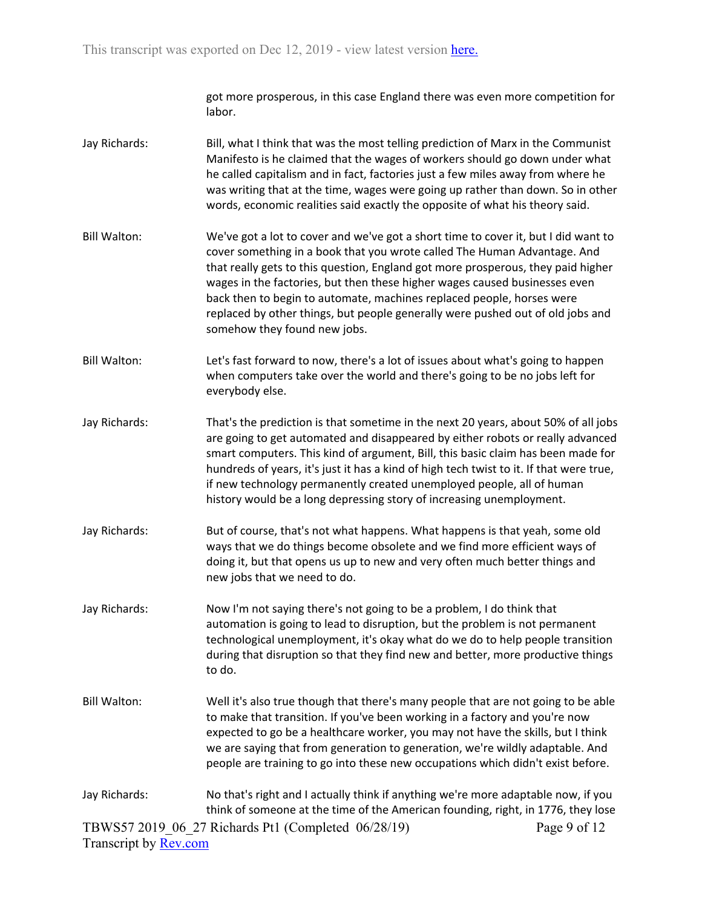got more prosperous, in this case England there was even more competition for labor.

**Jay Richards:** Bill, what I think that was the most telling prediction of Marx in the Communist Manifesto is he claimed that the wages of workers should go down under what he called capitalism and in fact, factories just a few miles away from where he was writing that at the time, wages were going up rather than down. So in other words, economic realities said exactly the opposite of what his theory said.

**Bill Walton:** We've got a lot to cover and we've got a short time to cover it, but I did want to cover something in a book that you wrote called The Human Advantage. And that really gets to this question, England got more prosperous, they paid higher wages in the factories, but then these higher wages caused businesses even back then to begin to automate, machines replaced people, horses were replaced by other things, but people generally were pushed out of old jobs and somehow they found new jobs.

**Bill Walton:** Let's fast forward to now, there's a lot of issues about what's going to happen when computers take over the world and there's going to be no jobs left for everybody else.

**Jay Richards:** That's the prediction is that sometime in the next 20 years, about 50% of all jobs are going to get automated and disappeared by either robots or really advanced smart computers. This kind of argument, Bill, this basic claim has been made for hundreds of years, it's just it has a kind of high tech twist to it. If that were true, if new technology permanently created unemployed people, all of human history would be a long depressing story of increasing unemployment.

**Jay Richards:** But of course, that's not what happens. What happens is that yeah, some old ways that we do things become obsolete and we find more efficient ways of doing it, but that opens us up to new and very often much better things and new jobs that we need to do.

**Jay Richards:** Now I'm not saying there's not going to be a problem, I do think that automation is going to lead to disruption, but the problem is not permanent technological unemployment, it's okay what do we do to help people transition during that disruption so that they find new and better, more productive things to do.

**Bill Walton:** Well it's also true though that there's many people that are not going to be able to make that transition. If you've been working in a factory and you're now expected to go be a healthcare worker, you may not have the skills, but I think we are saying that from generation to generation, we're wildly adaptable. And people are training to go into these new occupations which didn't exist before.

**Jay Richards:** No that's right and I actually think if anything we're more adaptable now, if you think of someone at the time of the American founding, right, in 1776, they lose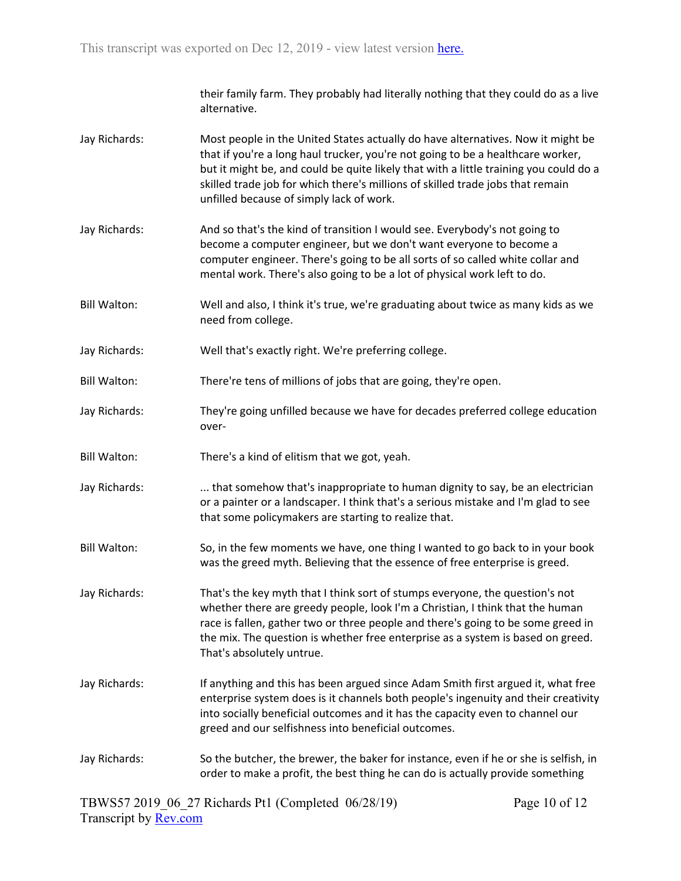their family farm. They probably had literally nothing that they could do as a live alternative.

**Jay Richards:** Most people in the United States actually do have alternatives. Now it might be that if you're a long haul trucker, you're not going to be a healthcare worker, but it might be, and could be quite likely that with a little training you could do a skilled trade job for which there's millions of skilled trade jobs that remain unfilled because of simply lack of work.

**Jay Richards:** And so that's the kind of transition I would see. Everybody's not going to become a computer engineer, but we don't want everyone to become a computer engineer. There's going to be all sorts of so called white collar and mental work. There's also going to be a lot of physical work left to do.

**Bill Walton:** Well and also, I think it's true, we're graduating about twice as many kids as we need from college.

**Jay Richards:** Well that's exactly right. We're preferring college.

**Bill Walton:** There're tens of millions of jobs that are going, they're open.

**Jay Richards:** They're going unfilled because we have for decades preferred college education over-

**Bill Walton:** There's a kind of elitism that we got, yeah.

**Jay Richards:** ... that somehow that's inappropriate to human dignity to say, be an electrician or a painter or a landscaper. I think that's a serious mistake and I'm glad to see that some policymakers are starting to realize that.

**Bill Walton:** So, in the few moments we have, one thing I wanted to go back to in your book was the greed myth. Believing that the essence of free enterprise is greed.

**Jay Richards:** That's the key myth that I think sort of stumps everyone, the question's not whether there are greedy people, look I'm a Christian, I think that the human race is fallen, gather two or three people and there's going to be some greed in the mix. The question is whether free enterprise as a system is based on greed. That's absolutely untrue.

**Jay Richards:** If anything and this has been argued since Adam Smith first argued it, what free enterprise system does is it channels both people's ingenuity and their creativity into socially beneficial outcomes and it has the capacity even to channel our greed and our selfishness into beneficial outcomes.

**Jay Richards:** So the butcher, the brewer, the baker for instance, even if he or she is selfish, in order to make a profit, the best thing he can do is actually provide something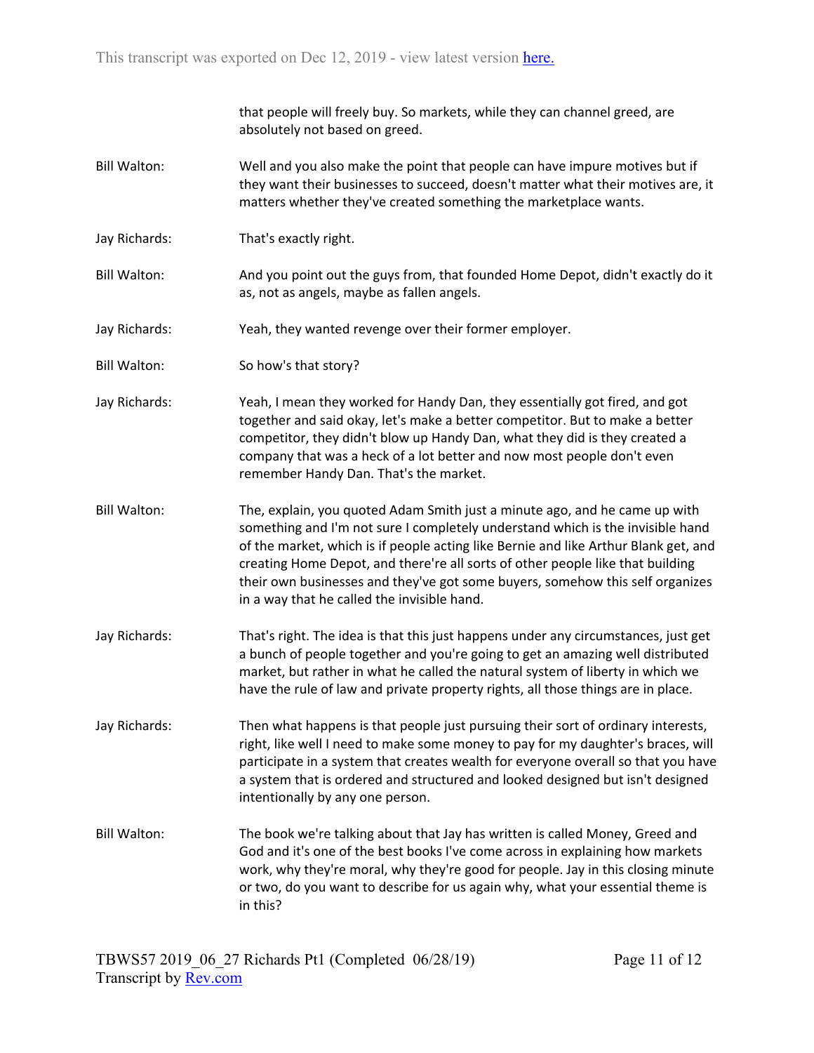that people will freely buy. So markets, while they can channel greed, are absolutely not based on greed.

Bill Walton: Well and you also make the point that people can have impure motives but if they want their businesses to succeed, doesn't matter what their motives are, it matters whether they've created something the marketplace wants.

Jay Richards: That's exactly right.

Bill Walton: And you point out the guys from, that founded Home Depot, didn't exactly do it as, not as angels, maybe as fallen angels.

Jay Richards: Yeah, they wanted revenge over their former employer.

Bill Walton: So how's that story?

Jay Richards: Yeah, I mean they worked for Handy Dan, they essentially got fired, and got together and said okay, let's make a better competitor. But to make a better competitor, they didn't blow up Handy Dan, what they did is they created a company that was a heck of a lot better and now most people don't even remember Handy Dan. That's the market.

Bill Walton: The, explain, you quoted Adam Smith just a minute ago, and he came up with something and I'm not sure I completely understand which is the invisible hand of the market, which is if people acting like Bernie and like Arthur Blank get, and creating Home Depot, and there're all sorts of other people like that building their own businesses and they've got some buyers, somehow this self organizes in a way that he called the invisible hand.

Jay Richards: That's right. The idea is that this just happens under any circumstances, just get a bunch of people together and you're going to get an amazing well distributed market, but rather in what he called the natural system of liberty in which we have the rule of law and private property rights, all those things are in place.

Jay Richards: Then what happens is that people just pursuing their sort of ordinary interests, right, like well I need to make some money to pay for my daughter's braces, will participate in a system that creates wealth for everyone overall so that you have a system that is ordered and structured and looked designed but isn't designed intentionally by any one person.

Bill Walton: The book we're talking about that Jay has written is called Money, Greed and God and it's one of the best books I've come across in explaining how markets work, why they're moral, why they're good for people. Jay in this closing minute or two, do you want to describe for us again why, what your essential theme is in this?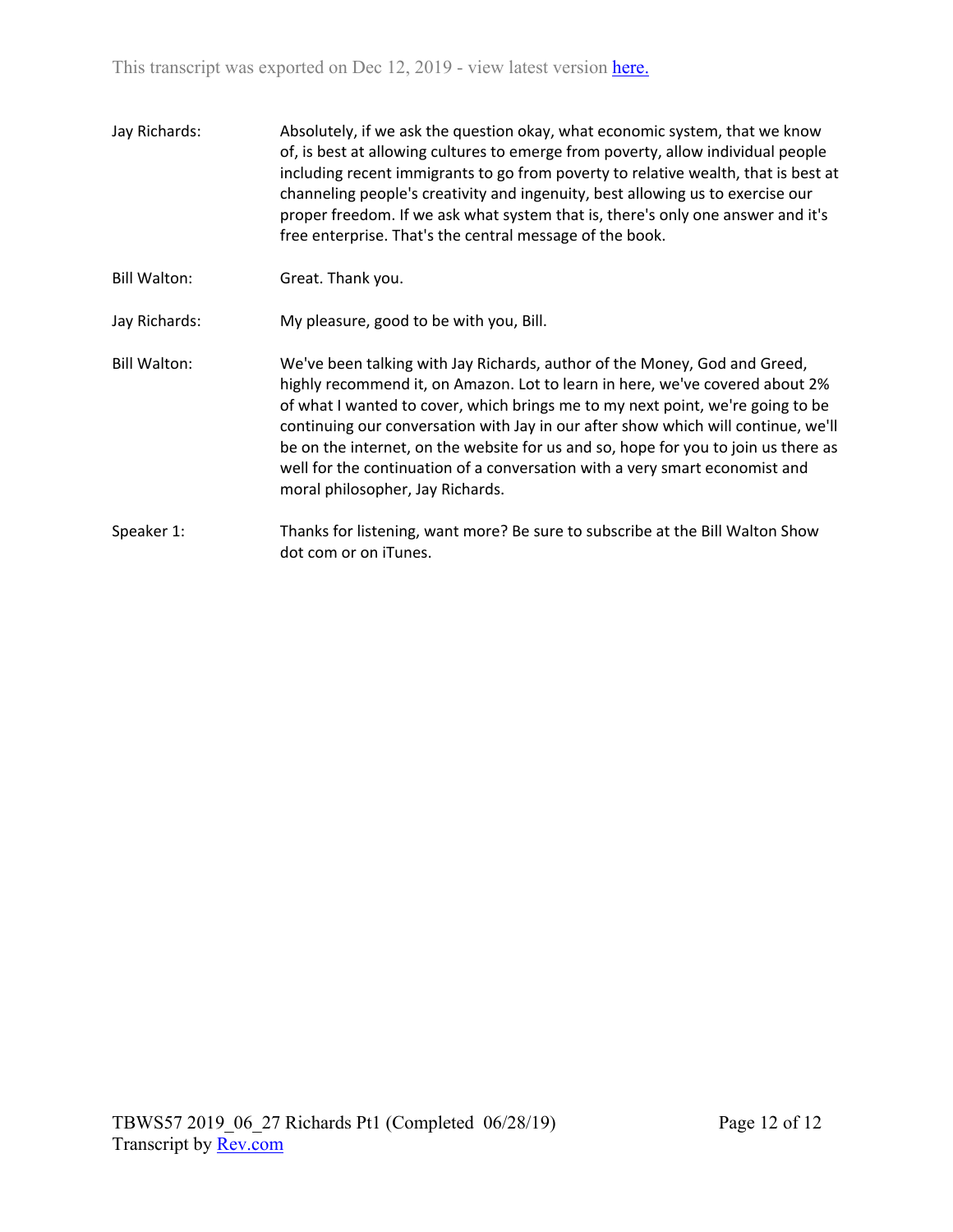Jay Richards: Absolutely, if we ask the question okay, what economic system, that we know of, is best at allowing cultures to emerge from poverty, allow individual people including recent immigrants to go from poverty to relative wealth, that is best at channeling people's creativity and ingenuity, best allowing us to exercise our proper freedom. If we ask what system that is, there's only one answer and it's free enterprise. That's the central message of the book.

Bill Walton: Great. Thank you.

Jay Richards: My pleasure, good to be with you, Bill.

Bill Walton: We've been talking with Jay Richards, author of the Money, God and Greed, highly recommend it, on Amazon. Lot to learn in here, we've covered about 2% of what I wanted to cover, which brings me to my next point, we're going to be continuing our conversation with Jay in our after show which will continue, we'll be on the internet, on the website for us and so, hope for you to join us there as well for the continuation of a conversation with a very smart economist and moral philosopher, Jay Richards.

Speaker 1: Thanks for listening, want more? Be sure to subscribe at the Bill Walton Show dot com or on iTunes.